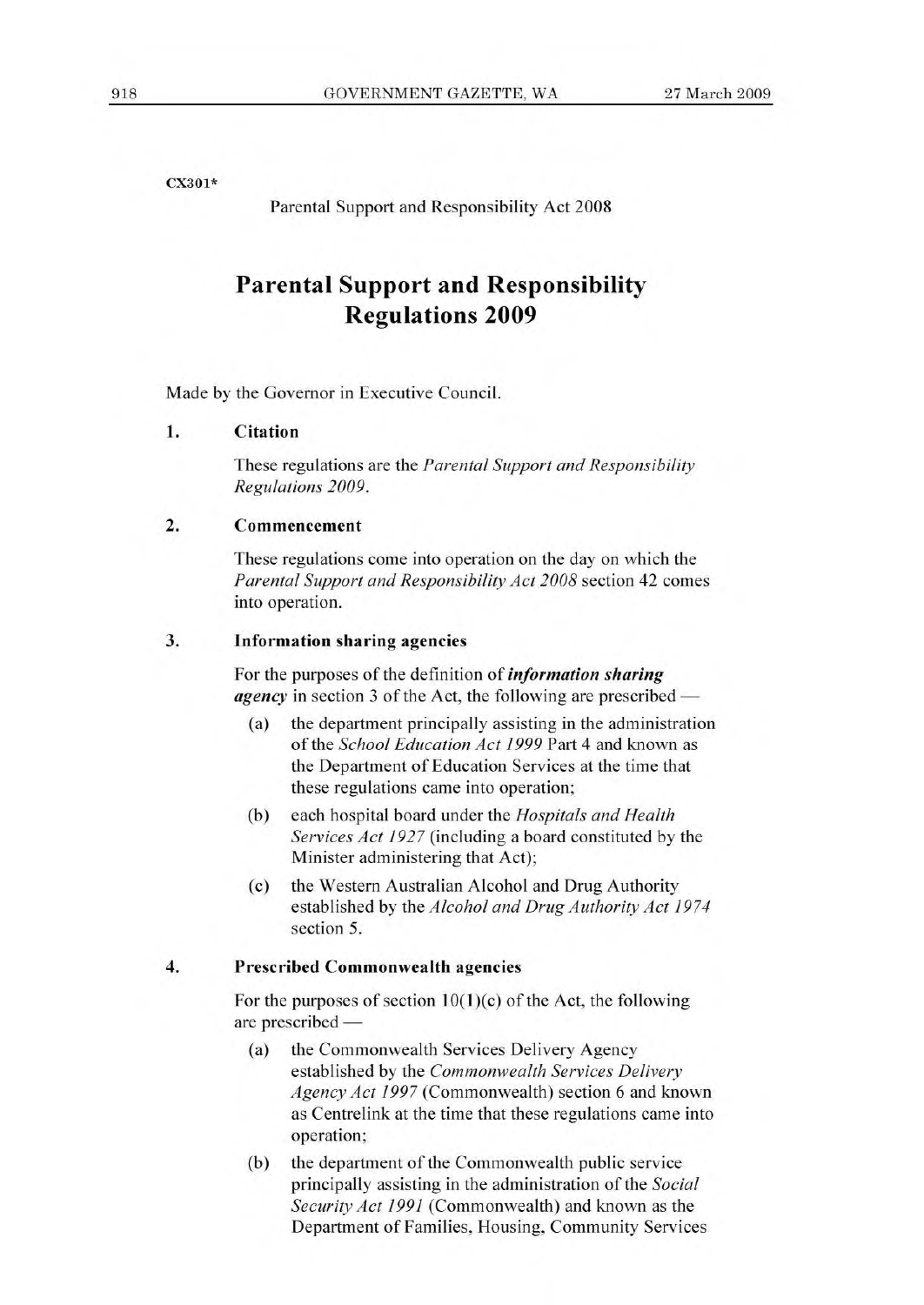CX301*

Parental Support and Responsibility Act 2008

# Parental Support and Responsibility Regulations 2009

Made by the Governor in Executive Council.

### 1. Citation

These regulations are the *Parental Support and Responsibility Regulations 2009*.

### 2. Commencement

These regulations come into operation on the day on which the *Parental Support and Responsibility Act 2008* section 42 comes into operation.

### 3. Information sharing agencies

For the purposes of the definition of ***information sharing agency*** in section 3 of the Act, the following are prescribed —

(a) the department principally assisting in the administration of the *School Education Act 1999* Part 4 and known as the Department of Education Services at the time that these regulations came into operation;

(b) each hospital board under the *Hospitals and Health Services Act 1927* (including a board constituted by the Minister administering that Act);

(c) the Western Australian Alcohol and Drug Authority established by the *Alcohol and Drug Authority Act 1974* section 5.

### 4. Prescribed Commonwealth agencies

For the purposes of section 10(1)(c) of the Act, the following are prescribed —

(a) the Commonwealth Services Delivery Agency established by the *Commonwealth Services Delivery Agency Act 1997* (Commonwealth) section 6 and known as Centrelink at the time that these regulations came into operation;

(b) the department of the Commonwealth public service principally assisting in the administration of the *Social Security Act 1991* (Commonwealth) and known as the Department of Families, Housing, Community Services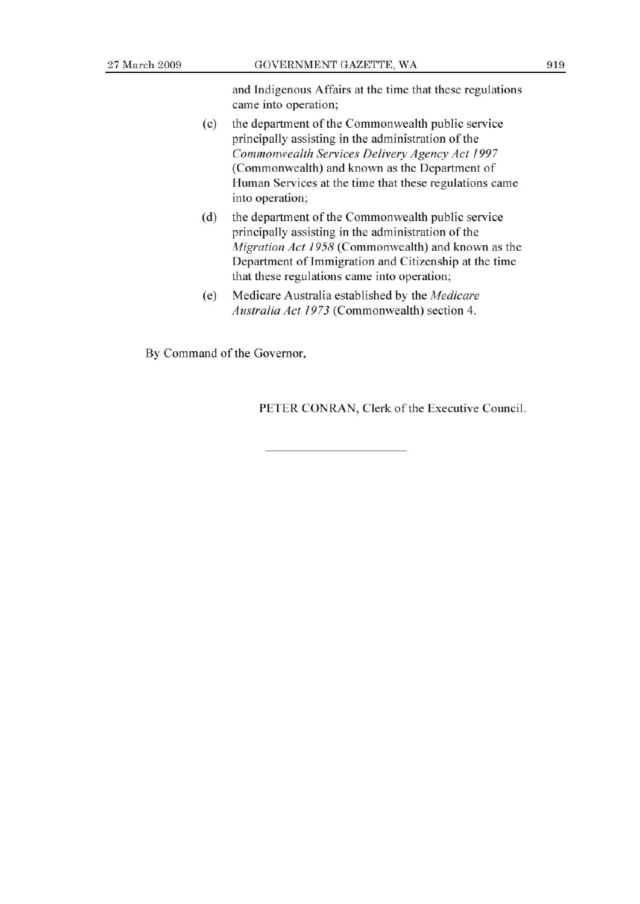and Indigenous Affairs at the time that these regulations came into operation;

(c) the department of the Commonwealth public service principally assisting in the administration of the *Commonwealth Services Delivery Agency Act 1997* (Commonwealth) and known as the Department of Human Services at the time that these regulations came into operation;

(d) the department of the Commonwealth public service principally assisting in the administration of the *Migration Act 1958* (Commonwealth) and known as the Department of Immigration and Citizenship at the time that these regulations came into operation;

(e) Medicare Australia established by the *Medicare Australia Act 1973* (Commonwealth) section 4.

By Command of the Governor,

PETER CONRAN, Clerk of the Executive Council.

---